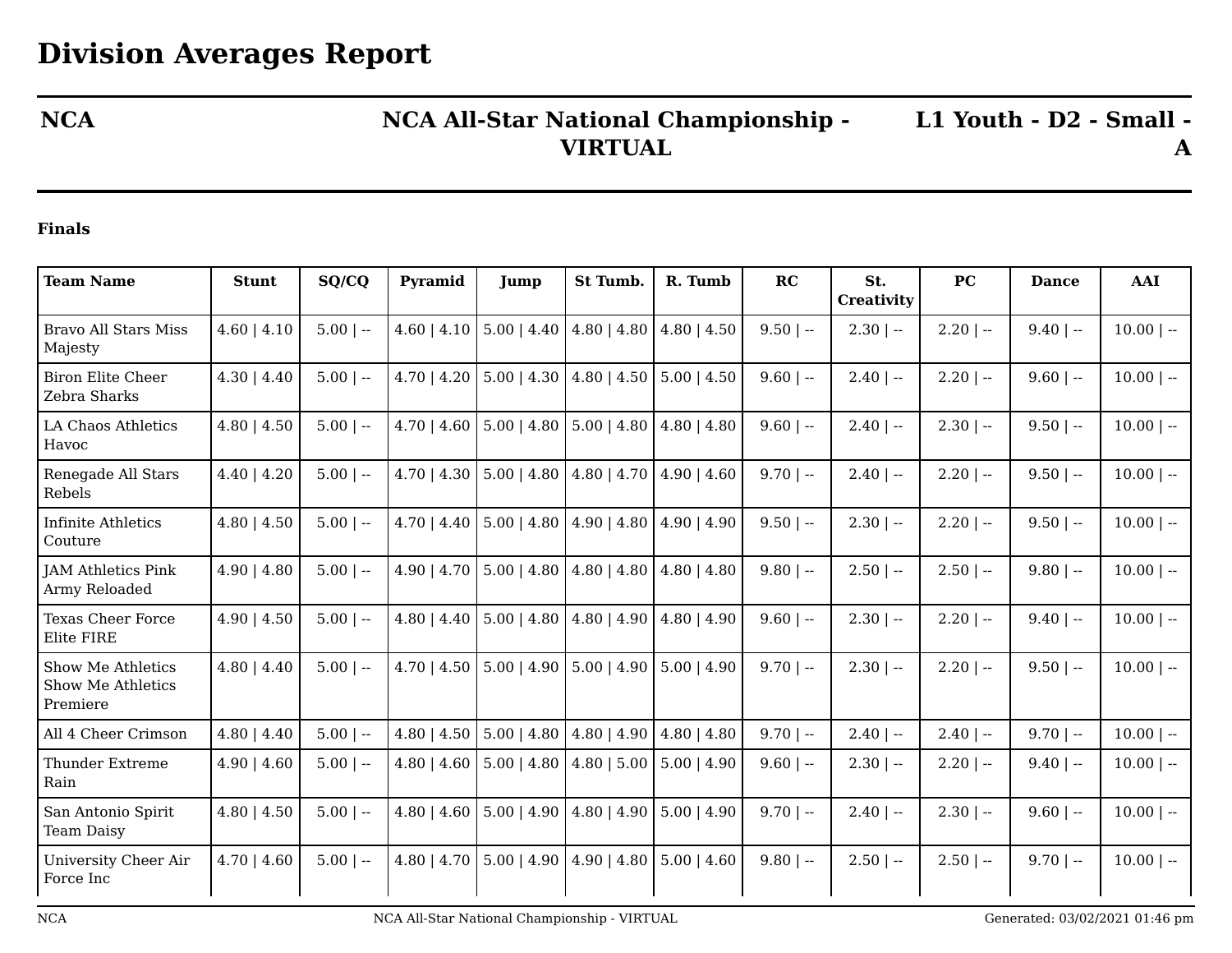# Division Averages Report

**NCA** | **NCA All-Star National Championship - VIRTUAL** | **L1 Youth - D2 - Small - A**

**Finals**

| Team Name | Stunt | SQ/CQ | Pyramid | Jump | St Tumb. | R. Tumb | RC | St. Creativity | PC | Dance | AAI |
|---|---|---|---|---|---|---|---|---|---|---|---|
| Bravo All Stars Miss Majesty | 4.60 \| 4.10 | 5.00 \| -- | 4.60 \| 4.10 | 5.00 \| 4.40 | 4.80 \| 4.80 | 4.80 \| 4.50 | 9.50 \| -- | 2.30 \| -- | 2.20 \| -- | 9.40 \| -- | 10.00 \| -- |
| Biron Elite Cheer Zebra Sharks | 4.30 \| 4.40 | 5.00 \| -- | 4.70 \| 4.20 | 5.00 \| 4.30 | 4.80 \| 4.50 | 5.00 \| 4.50 | 9.60 \| -- | 2.40 \| -- | 2.20 \| -- | 9.60 \| -- | 10.00 \| -- |
| LA Chaos Athletics Havoc | 4.80 \| 4.50 | 5.00 \| -- | 4.70 \| 4.60 | 5.00 \| 4.80 | 5.00 \| 4.80 | 4.80 \| 4.80 | 9.60 \| -- | 2.40 \| -- | 2.30 \| -- | 9.50 \| -- | 10.00 \| -- |
| Renegade All Stars Rebels | 4.40 \| 4.20 | 5.00 \| -- | 4.70 \| 4.30 | 5.00 \| 4.80 | 4.80 \| 4.70 | 4.90 \| 4.60 | 9.70 \| -- | 2.40 \| -- | 2.20 \| -- | 9.50 \| -- | 10.00 \| -- |
| Infinite Athletics Couture | 4.80 \| 4.50 | 5.00 \| -- | 4.70 \| 4.40 | 5.00 \| 4.80 | 4.90 \| 4.80 | 4.90 \| 4.90 | 9.50 \| -- | 2.30 \| -- | 2.20 \| -- | 9.50 \| -- | 10.00 \| -- |
| JAM Athletics Pink Army Reloaded | 4.90 \| 4.80 | 5.00 \| -- | 4.90 \| 4.70 | 5.00 \| 4.80 | 4.80 \| 4.80 | 4.80 \| 4.80 | 9.80 \| -- | 2.50 \| -- | 2.50 \| -- | 9.80 \| -- | 10.00 \| -- |
| Texas Cheer Force Elite FIRE | 4.90 \| 4.50 | 5.00 \| -- | 4.80 \| 4.40 | 5.00 \| 4.80 | 4.80 \| 4.90 | 4.80 \| 4.90 | 9.60 \| -- | 2.30 \| -- | 2.20 \| -- | 9.40 \| -- | 10.00 \| -- |
| Show Me Athletics Show Me Athletics Premiere | 4.80 \| 4.40 | 5.00 \| -- | 4.70 \| 4.50 | 5.00 \| 4.90 | 5.00 \| 4.90 | 5.00 \| 4.90 | 9.70 \| -- | 2.30 \| -- | 2.20 \| -- | 9.50 \| -- | 10.00 \| -- |
| All 4 Cheer Crimson | 4.80 \| 4.40 | 5.00 \| -- | 4.80 \| 4.50 | 5.00 \| 4.80 | 4.80 \| 4.90 | 4.80 \| 4.80 | 9.70 \| -- | 2.40 \| -- | 2.40 \| -- | 9.70 \| -- | 10.00 \| -- |
| Thunder Extreme Rain | 4.90 \| 4.60 | 5.00 \| -- | 4.80 \| 4.60 | 5.00 \| 4.80 | 4.80 \| 5.00 | 5.00 \| 4.90 | 9.60 \| -- | 2.30 \| -- | 2.20 \| -- | 9.40 \| -- | 10.00 \| -- |
| San Antonio Spirit Team Daisy | 4.80 \| 4.50 | 5.00 \| -- | 4.80 \| 4.60 | 5.00 \| 4.90 | 4.80 \| 4.90 | 5.00 \| 4.90 | 9.70 \| -- | 2.40 \| -- | 2.30 \| -- | 9.60 \| -- | 10.00 \| -- |
| University Cheer Air Force Inc | 4.70 \| 4.60 | 5.00 \| -- | 4.80 \| 4.70 | 5.00 \| 4.90 | 4.90 \| 4.80 | 5.00 \| 4.60 | 9.80 \| -- | 2.50 \| -- | 2.50 \| -- | 9.70 \| -- | 10.00 \| -- |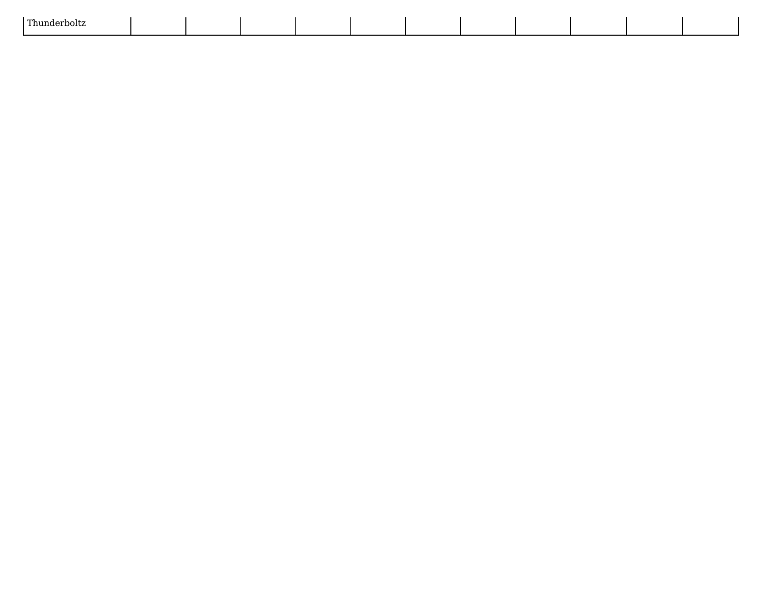| | | | | | | | | | | | |
|---|---|---|---|---|---|---|---|---|---|---|---|
| Thunderboltz | | | | | | | | | | | |